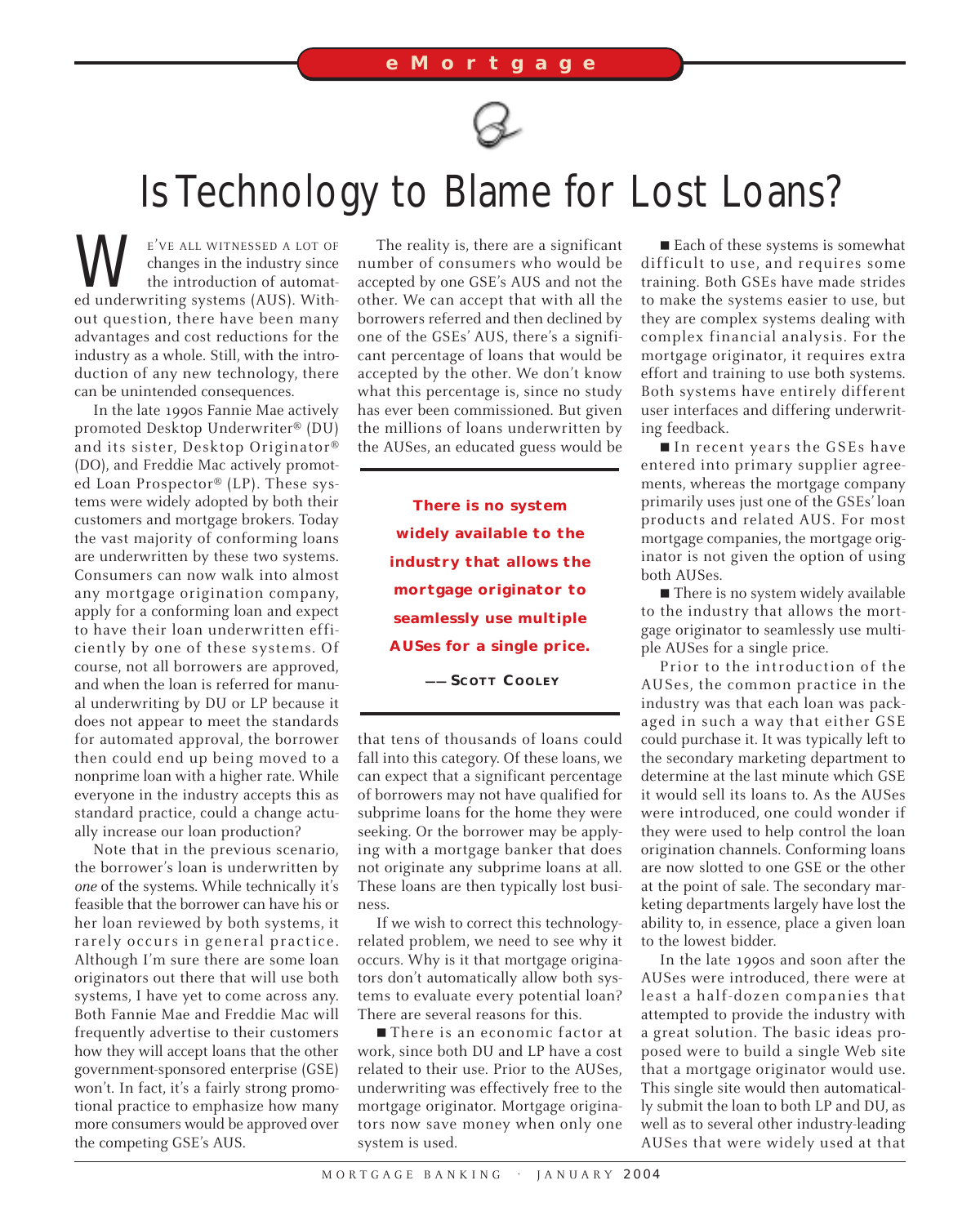# Is Technology to Blame for Lost Loans?

We've all witnessed a lot of changes in the industry since the introduction of automated underwriting systems (AUS). Without question, there have been many advantages and cost reductions for the industry as a whole. Still, with the introduction of any new technology, there can be unintended consequences.

In the late 1990s Fannie Mae actively promoted Desktop Underwriter® (DU) and its sister, Desktop Originator® (DO), and Freddie Mac actively promoted Loan Prospector® (LP). These systems were widely adopted by both their customers and mortgage brokers. Today the vast majority of conforming loans are underwritten by these two systems. Consumers can now walk into almost any mortgage origination company, apply for a conforming loan and expect to have their loan underwritten efficiently by one of these systems. Of course, not all borrowers are approved, and when the loan is referred for manual underwriting by DU or LP because it does not appear to meet the standards for automated approval, the borrower then could end up being moved to a nonprime loan with a higher rate. While everyone in the industry accepts this as standard practice, could a change actually increase our loan production?

Note that in the previous scenario, the borrower's loan is underwritten by *one* of the systems. While technically it's feasible that the borrower can have his or her loan reviewed by both systems, it rarely occurs in general practice. Although I'm sure there are some loan originators out there that will use both systems, I have yet to come across any. Both Fannie Mae and Freddie Mac will frequently advertise to their customers how they will accept loans that the other government-sponsored enterprise (GSE) won't. In fact, it's a fairly strong promotional practice to emphasize how many more consumers would be approved over the competing GSE's AUS.

The reality is, there are a significant number of consumers who would be accepted by one GSE's AUS and not the other. We can accept that with all the borrowers referred and then declined by one of the GSEs' AUS, there's a significant percentage of loans that would be accepted by the other. We don't know what this percentage is, since no study has ever been commissioned. But given the millions of loans underwritten by the AUSes, an educated guess would be that tens of thousands of loans could fall into this category. Of these loans, we can expect that a significant percentage of borrowers may not have qualified for subprime loans for the home they were seeking. Or the borrower may be applying with a mortgage banker that does not originate any subprime loans at all. These loans are then typically lost business.

> **There is no system widely available to the industry that allows the mortgage originator to seamlessly use multiple AUSes for a single price.**
>
> —— **Scott Cooley**

If we wish to correct this technology-related problem, we need to see why it occurs. Why is it that mortgage originators don't automatically allow both systems to evaluate every potential loan? There are several reasons for this.

- There is an economic factor at work, since both DU and LP have a cost related to their use. Prior to the AUSes, underwriting was effectively free to the mortgage originator. Mortgage originators now save money when only one system is used.
- Each of these systems is somewhat difficult to use, and requires some training. Both GSEs have made strides to make the systems easier to use, but they are complex systems dealing with complex financial analysis. For the mortgage originator, it requires extra effort and training to use both systems. Both systems have entirely different user interfaces and differing underwriting feedback.
- In recent years the GSEs have entered into primary supplier agreements, whereas the mortgage company primarily uses just one of the GSEs' loan products and related AUS. For most mortgage companies, the mortgage originator is not given the option of using both AUSes.
- There is no system widely available to the industry that allows the mortgage originator to seamlessly use multiple AUSes for a single price.

Prior to the introduction of the AUSes, the common practice in the industry was that each loan was packaged in such a way that either GSE could purchase it. It was typically left to the secondary marketing department to determine at the last minute which GSE it would sell its loans to. As the AUSes were introduced, one could wonder if they were used to help control the loan origination channels. Conforming loans are now slotted to one GSE or the other at the point of sale. The secondary marketing departments largely have lost the ability to, in essence, place a given loan to the lowest bidder.

In the late 1990s and soon after the AUSes were introduced, there were at least a half-dozen companies that attempted to provide the industry with a great solution. The basic ideas proposed were to build a single Web site that a mortgage originator would use. This single site would then automatically submit the loan to both LP and DU, as well as to several other industry-leading AUSes that were widely used at that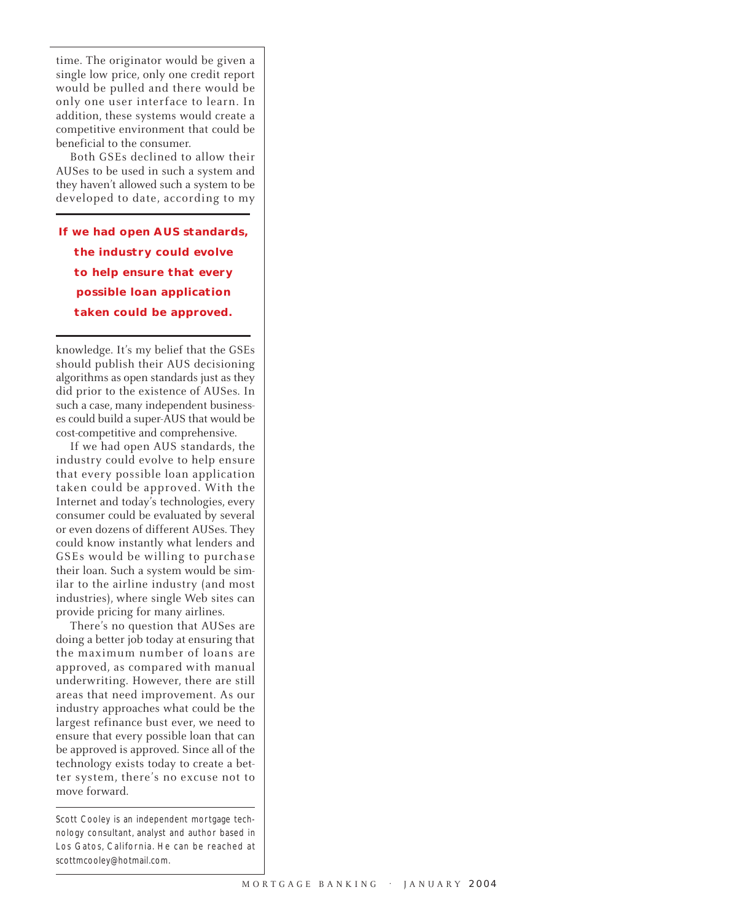time. The originator would be given a single low price, only one credit report would be pulled and there would be only one user interface to learn. In addition, these systems would create a competitive environment that could be beneficial to the consumer.

Both GSEs declined to allow their AUSes to be used in such a system and they haven't allowed such a system to be developed to date, according to my knowledge. It's my belief that the GSEs should publish their AUS decisioning algorithms as open standards just as they did prior to the existence of AUSes. In such a case, many independent businesses could build a super-AUS that would be cost-competitive and comprehensive.

**If we had open AUS standards, the industry could evolve to help ensure that every possible loan application taken could be approved.**

If we had open AUS standards, the industry could evolve to help ensure that every possible loan application taken could be approved. With the Internet and today's technologies, every consumer could be evaluated by several or even dozens of different AUSes. They could know instantly what lenders and GSEs would be willing to purchase their loan. Such a system would be similar to the airline industry (and most industries), where single Web sites can provide pricing for many airlines.

There's no question that AUSes are doing a better job today at ensuring that the maximum number of loans are approved, as compared with manual underwriting. However, there are still areas that need improvement. As our industry approaches what could be the largest refinance bust ever, we need to ensure that every possible loan that can be approved is approved. Since all of the technology exists today to create a better system, there's no excuse not to move forward.

---

Scott Cooley is an independent mortgage technology consultant, analyst and author based in Los Gatos, California. He can be reached at scottmcooley@hotmail.com.